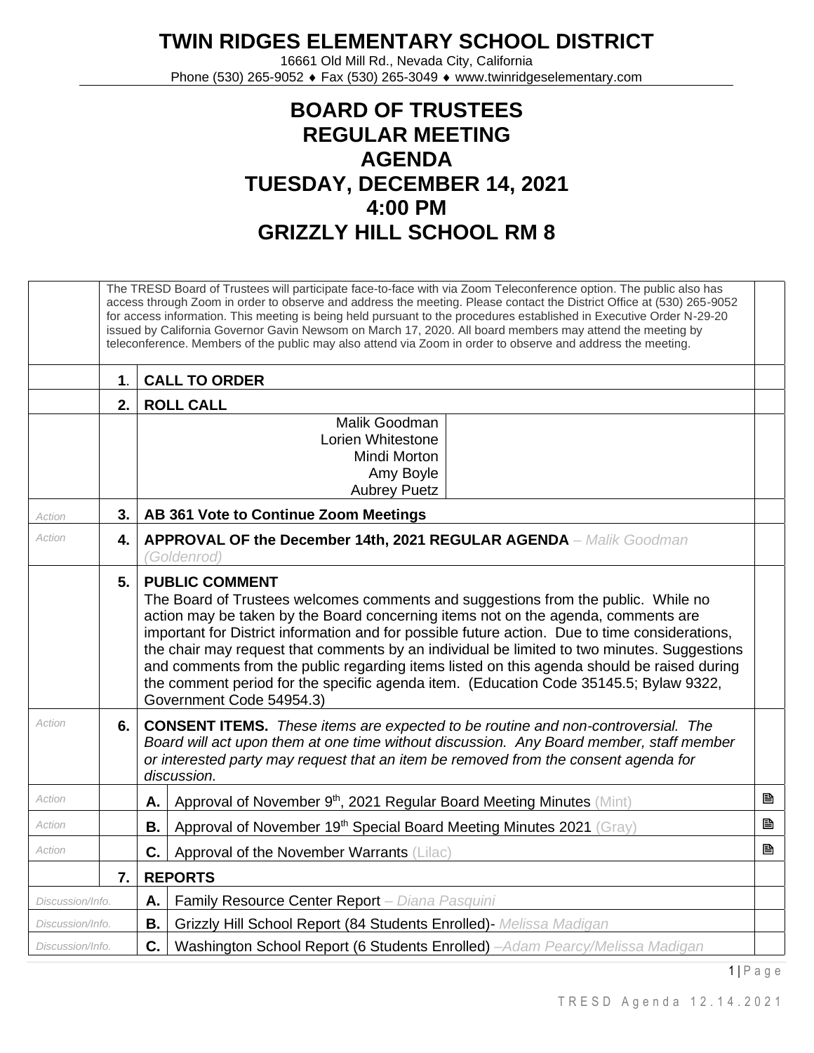# TWIN RIDGES ELEMENTARY SCHOOL DISTRICT

16661 Old Mill Rd., Nevada City, California
Phone (530) 265-9052 ♦ Fax (530) 265-3049 ♦ www.twinridgeselementary.com

# BOARD OF TRUSTEES REGULAR MEETING AGENDA TUESDAY, DECEMBER 14, 2021 4:00 PM GRIZZLY HILL SCHOOL RM 8

| | | | | |
|---|---|---|---|---|
| | The TRESD Board of Trustees will participate face-to-face with via Zoom Teleconference option. The public also has access through Zoom in order to observe and address the meeting. Please contact the District Office at (530) 265-9052 for access information. This meeting is being held pursuant to the procedures established in Executive Order N-29-20 issued by California Governor Gavin Newsom on March 17, 2020. All board members may attend the meeting by teleconference. Members of the public may also attend via Zoom in order to observe and address the meeting. | | | |
| | **1.** | **CALL TO ORDER** | | |
| | **2.** | **ROLL CALL** | | |
| | | Malik Goodman<br>Lorien Whitestone<br>Mindi Morton<br>Amy Boyle<br>Aubrey Puetz | | |
| *Action* | **3.** | **AB 361 Vote to Continue Zoom Meetings** | | |
| *Action* | **4.** | **APPROVAL OF the December 14th, 2021 REGULAR AGENDA** – *Malik Goodman (Goldenrod)* | | |
| | **5.** | **PUBLIC COMMENT**<br>The Board of Trustees welcomes comments and suggestions from the public. While no action may be taken by the Board concerning items not on the agenda, comments are important for District information and for possible future action. Due to time considerations, the chair may request that comments by an individual be limited to two minutes. Suggestions and comments from the public regarding items listed on this agenda should be raised during the comment period for the specific agenda item. (Education Code 35145.5; Bylaw 9322, Government Code 54954.3) | | |
| *Action* | **6.** | **CONSENT ITEMS.** *These items are expected to be routine and non-controversial. The Board will act upon them at one time without discussion. Any Board member, staff member or interested party may request that an item be removed from the consent agenda for discussion.* | | |
| *Action* | | **A.** | Approval of November 9th, 2021 Regular Board Meeting Minutes (Mint) | 🖹 |
| *Action* | | **B.** | Approval of November 19th Special Board Meeting Minutes 2021 (Gray) | 🖹 |
| *Action* | | **C.** | Approval of the November Warrants (Lilac) | 🖹 |
| | **7.** | **REPORTS** | | |
| *Discussion/Info.* | | **A.** | Family Resource Center Report – *Diana Pasquini* | |
| *Discussion/Info.* | | **B.** | Grizzly Hill School Report (84 Students Enrolled)- *Melissa Madigan* | |
| *Discussion/Info.* | | **C.** | Washington School Report (6 Students Enrolled) –*Adam Pearcy/Melissa Madigan* | |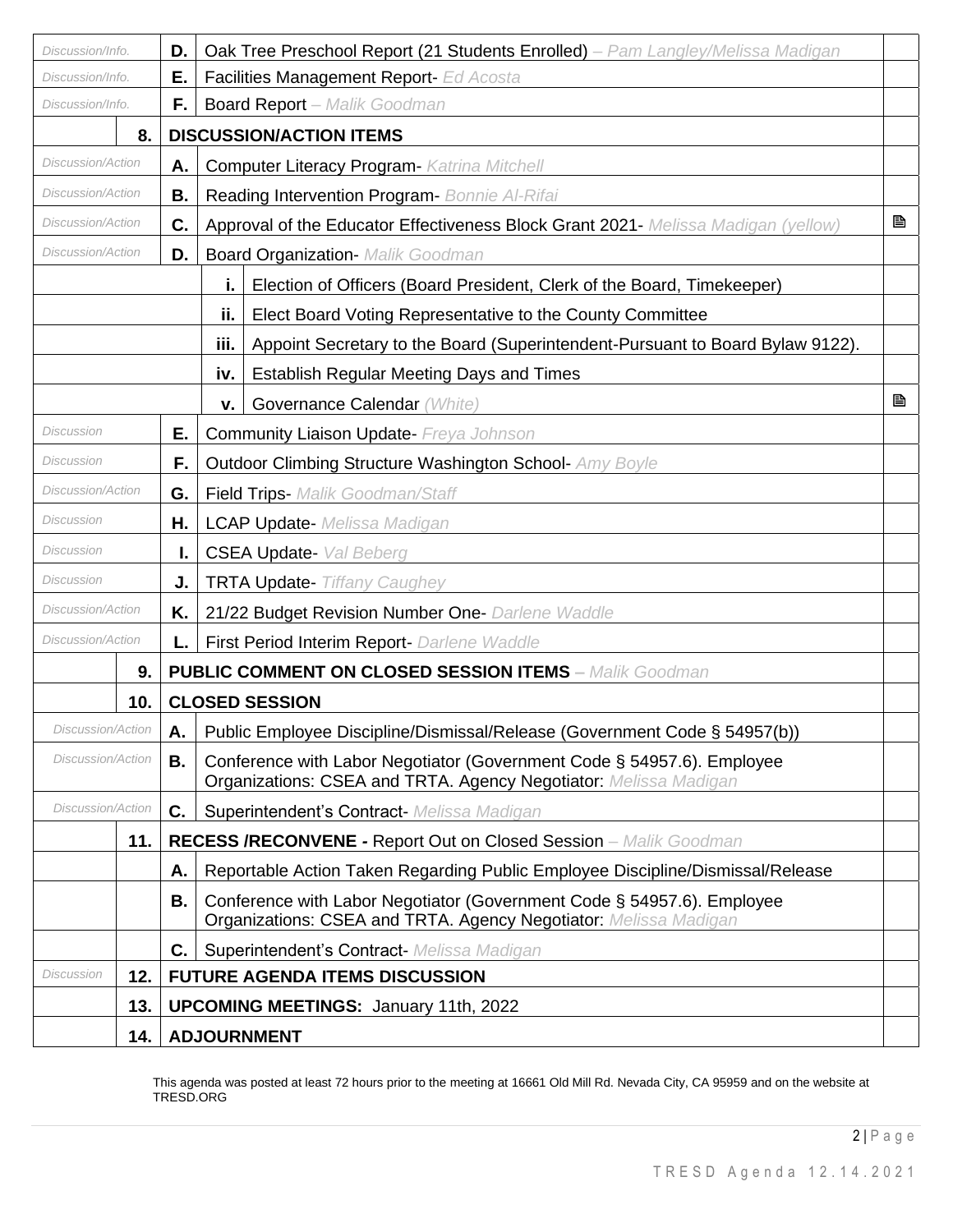| Type | No. | Item | Description | Attachment |
|---|---|---|---|---|
| *Discussion/Info.* | | D. | Oak Tree Preschool Report (21 Students Enrolled) – *Pam Langley/Melissa Madigan* | |
| *Discussion/Info.* | | E. | Facilities Management Report- *Ed Acosta* | |
| *Discussion/Info.* | | F. | Board Report – *Malik Goodman* | |
| | **8.** | | **DISCUSSION/ACTION ITEMS** | |
| *Discussion/Action* | | A. | Computer Literacy Program- *Katrina Mitchell* | |
| *Discussion/Action* | | B. | Reading Intervention Program- *Bonnie Al-Rifai* | |
| *Discussion/Action* | | C. | Approval of the Educator Effectiveness Block Grant 2021- *Melissa Madigan (yellow)* | 🖹 |
| *Discussion/Action* | | D. | Board Organization- *Malik Goodman* | |
| | | i. | Election of Officers (Board President, Clerk of the Board, Timekeeper) | |
| | | ii. | Elect Board Voting Representative to the County Committee | |
| | | iii. | Appoint Secretary to the Board (Superintendent-Pursuant to Board Bylaw 9122). | |
| | | iv. | Establish Regular Meeting Days and Times | |
| | | v. | Governance Calendar *(White)* | 🖹 |
| *Discussion* | | E. | Community Liaison Update- *Freya Johnson* | |
| *Discussion* | | F. | Outdoor Climbing Structure Washington School- *Amy Boyle* | |
| *Discussion/Action* | | G. | Field Trips- *Malik Goodman/Staff* | |
| *Discussion* | | H. | LCAP Update- *Melissa Madigan* | |
| *Discussion* | | I. | CSEA Update- *Val Beberg* | |
| *Discussion* | | J. | TRTA Update- *Tiffany Caughey* | |
| *Discussion/Action* | | K. | 21/22 Budget Revision Number One- *Darlene Waddle* | |
| *Discussion/Action* | | L. | First Period Interim Report- *Darlene Waddle* | |
| | **9.** | | **PUBLIC COMMENT ON CLOSED SESSION ITEMS** – *Malik Goodman* | |
| | **10.** | | **CLOSED SESSION** | |
| *Discussion/Action* | | A. | Public Employee Discipline/Dismissal/Release (Government Code § 54957(b)) | |
| *Discussion/Action* | | B. | Conference with Labor Negotiator (Government Code § 54957.6). Employee Organizations: CSEA and TRTA. Agency Negotiator: *Melissa Madigan* | |
| *Discussion/Action* | | C. | Superintendent's Contract- *Melissa Madigan* | |
| | **11.** | | **RECESS /RECONVENE -** Report Out on Closed Session – *Malik Goodman* | |
| | | A. | Reportable Action Taken Regarding Public Employee Discipline/Dismissal/Release | |
| | | B. | Conference with Labor Negotiator (Government Code § 54957.6). Employee Organizations: CSEA and TRTA. Agency Negotiator: *Melissa Madigan* | |
| | | C. | Superintendent's Contract- *Melissa Madigan* | |
| *Discussion* | **12.** | | **FUTURE AGENDA ITEMS DISCUSSION** | |
| | **13.** | | **UPCOMING MEETINGS:** January 11th, 2022 | |
| | **14.** | | **ADJOURNMENT** | |

This agenda was posted at least 72 hours prior to the meeting at 16661 Old Mill Rd. Nevada City, CA 95959 and on the website at TRESD.ORG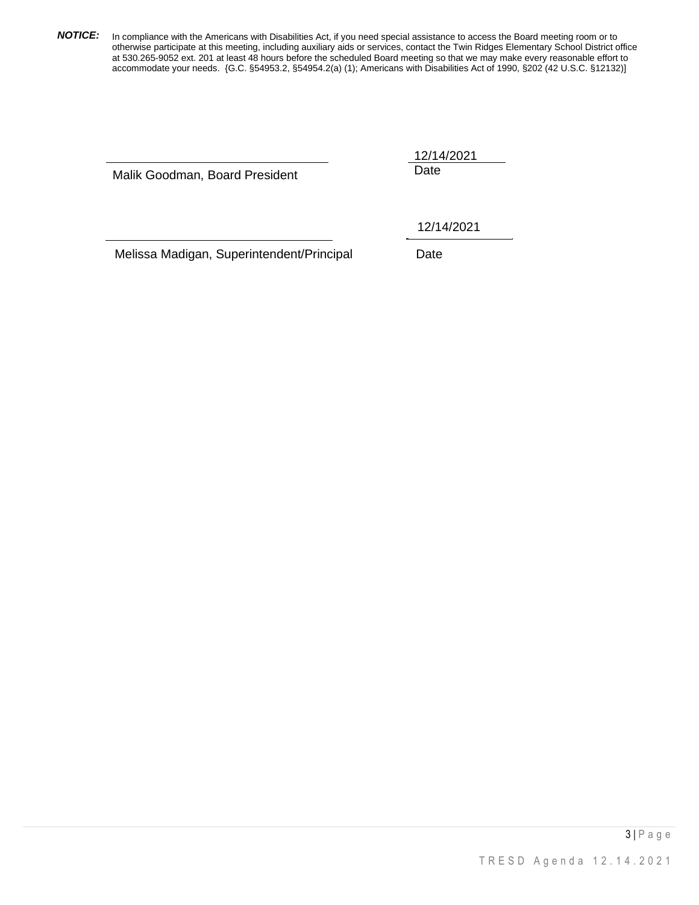***NOTICE:*** In compliance with the Americans with Disabilities Act, if you need special assistance to access the Board meeting room or to otherwise participate at this meeting, including auxiliary aids or services, contact the Twin Ridges Elementary School District office at 530.265-9052 ext. 201 at least 48 hours before the scheduled Board meeting so that we may make every reasonable effort to accommodate your needs. {G.C. §54953.2, §54954.2(a) (1); Americans with Disabilities Act of 1990, §202 (42 U.S.C. §12132)]

\_\_\_\_\_\_\_\_\_\_\_\_\_\_\_\_\_\_\_\_\_\_\_\_\_\_\_\_\_\_\_\_\_\_\_ 12/14/2021

Malik Goodman, Board President Date

\_\_\_\_\_\_\_\_\_\_\_\_\_\_\_\_\_\_\_\_\_\_\_\_\_\_\_\_\_\_\_\_\_\_\_ 12/14/2021

Melissa Madigan, Superintendent/Principal Date